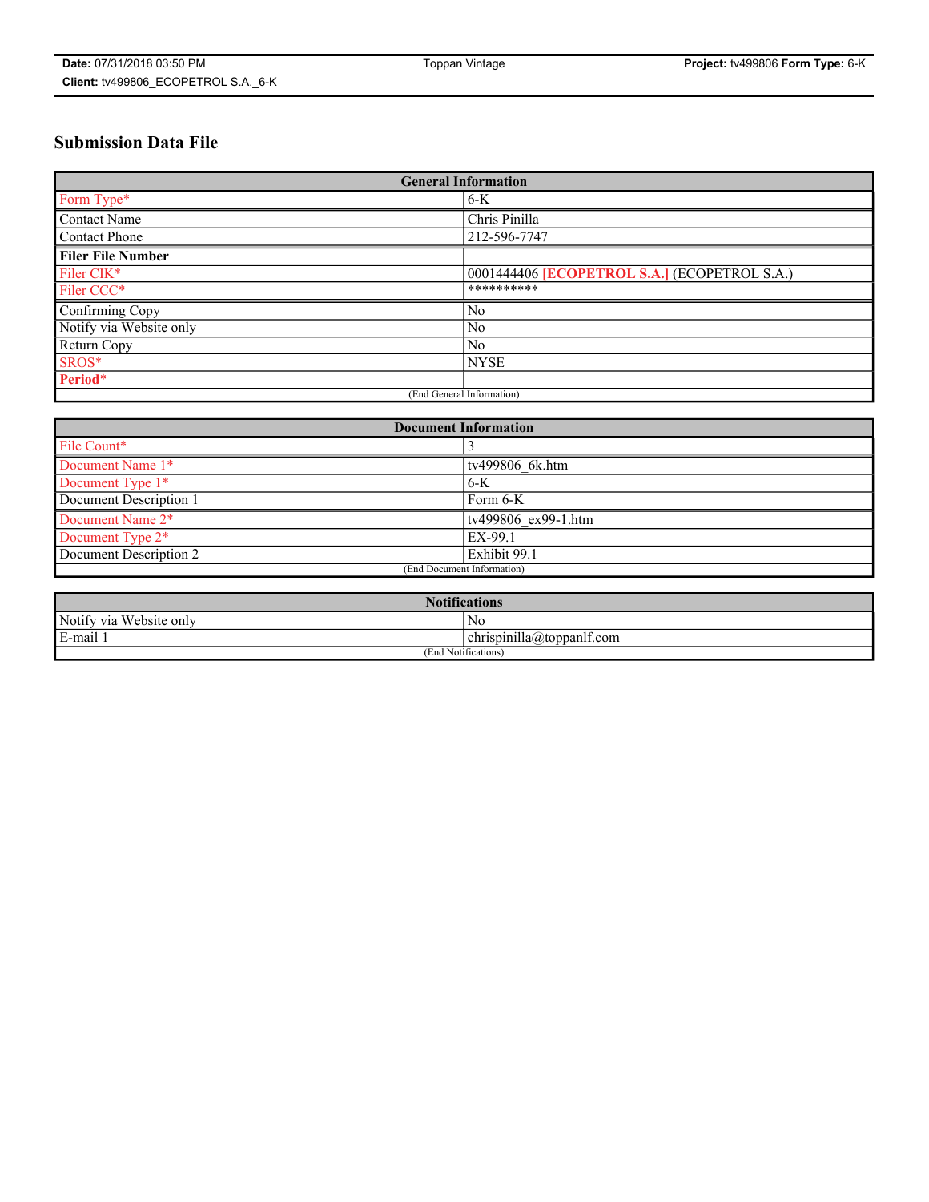# Submission Data File

| General Information | |
|---|---|
| Form Type* | 6-K |
| Contact Name | Chris Pinilla |
| Contact Phone | 212-596-7747 |
| **Filer File Number** | |
| Filer CIK* | 0001444406 **[ECOPETROL S.A.]** (ECOPETROL S.A.) |
| Filer CCC* | ********** |
| Confirming Copy | No |
| Notify via Website only | No |
| Return Copy | No |
| SROS* | NYSE |
| **Period*** | |
| (End General Information) | |

| Document Information | |
|---|---|
| File Count* | 3 |
| Document Name 1* | tv499806_6k.htm |
| Document Type 1* | 6-K |
| Document Description 1 | Form 6-K |
| Document Name 2* | tv499806_ex99-1.htm |
| Document Type 2* | EX-99.1 |
| Document Description 2 | Exhibit 99.1 |
| (End Document Information) | |

| Notifications | |
|---|---|
| Notify via Website only | No |
| E-mail 1 | chrispinilla@toppanlf.com |
| (End Notifications) | |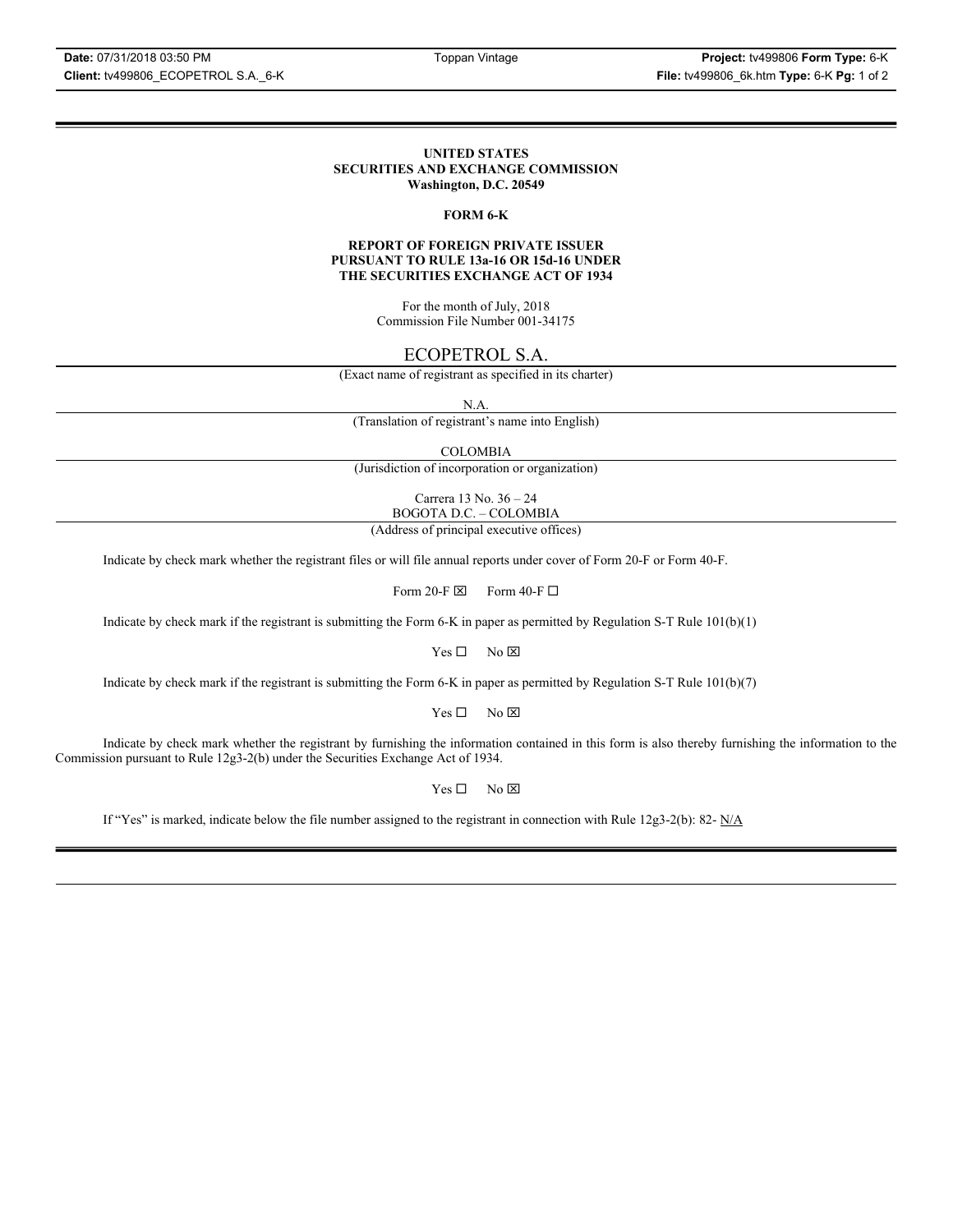**UNITED STATES**
**SECURITIES AND EXCHANGE COMMISSION**
**Washington, D.C. 20549**

**FORM 6-K**

**REPORT OF FOREIGN PRIVATE ISSUER**
**PURSUANT TO RULE 13a-16 OR 15d-16 UNDER**
**THE SECURITIES EXCHANGE ACT OF 1934**

For the month of July, 2018
Commission File Number 001-34175

ECOPETROL S.A.
(Exact name of registrant as specified in its charter)

N.A.
(Translation of registrant's name into English)

COLOMBIA
(Jurisdiction of incorporation or organization)

Carrera 13 No. 36 – 24
BOGOTA D.C. – COLOMBIA
(Address of principal executive offices)

Indicate by check mark whether the registrant files or will file annual reports under cover of Form 20-F or Form 40-F.

Form 20-F ☒ Form 40-F ☐

Indicate by check mark if the registrant is submitting the Form 6-K in paper as permitted by Regulation S-T Rule 101(b)(1)

Yes ☐ No ☒

Indicate by check mark if the registrant is submitting the Form 6-K in paper as permitted by Regulation S-T Rule 101(b)(7)

Yes ☐ No ☒

Indicate by check mark whether the registrant by furnishing the information contained in this form is also thereby furnishing the information to the Commission pursuant to Rule 12g3-2(b) under the Securities Exchange Act of 1934.

Yes ☐ No ☒

If "Yes" is marked, indicate below the file number assigned to the registrant in connection with Rule 12g3-2(b): 82- N/A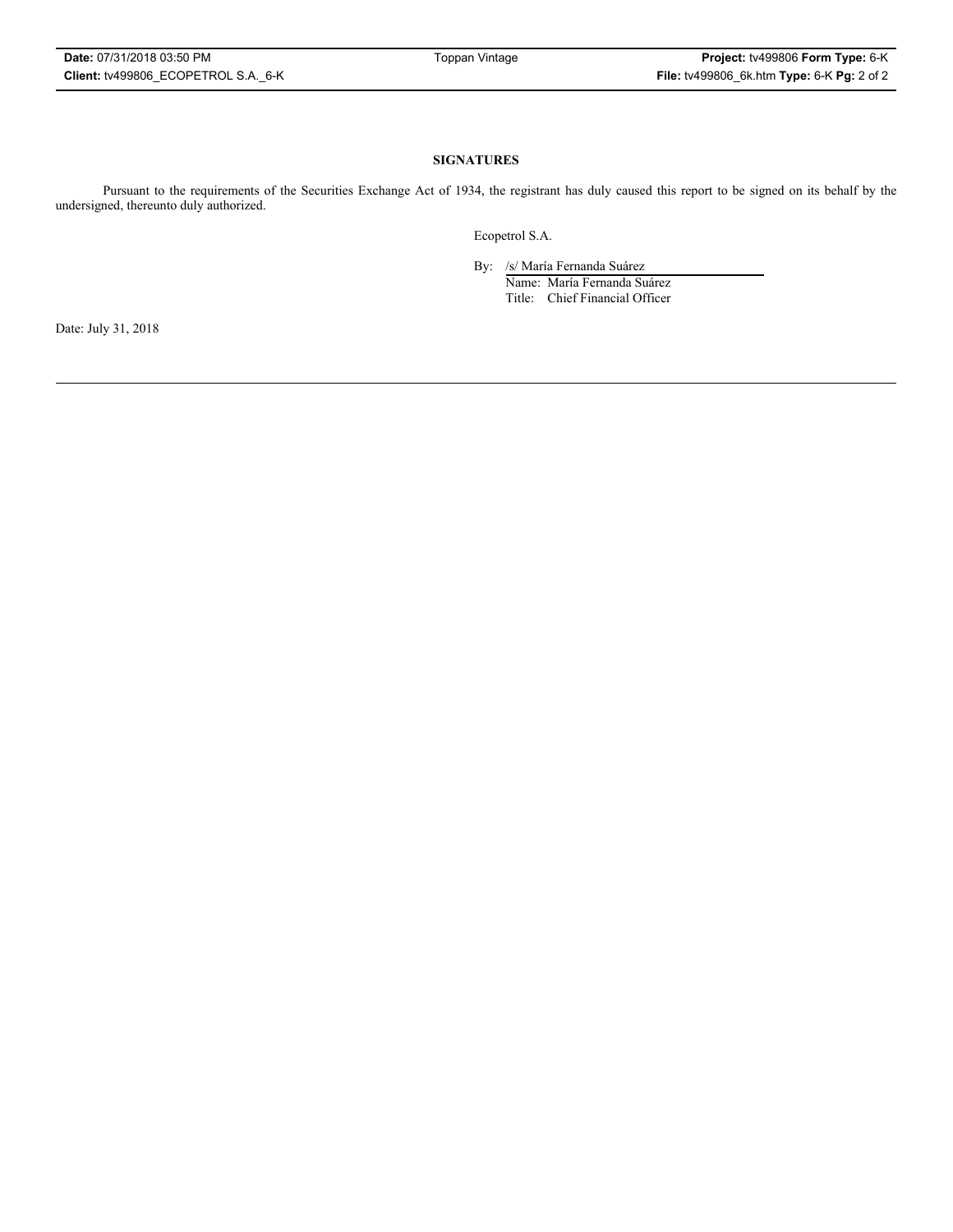**SIGNATURES**

Pursuant to the requirements of the Securities Exchange Act of 1934, the registrant has duly caused this report to be signed on its behalf by the undersigned, thereunto duly authorized.

Ecopetrol S.A.

By: /s/ María Fernanda Suárez
Name: María Fernanda Suárez
Title: Chief Financial Officer

Date: July 31, 2018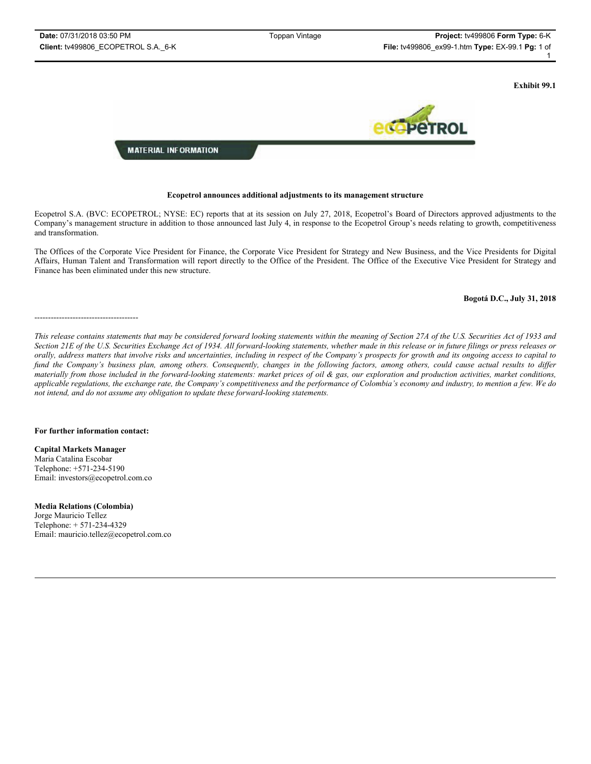**Exhibit 99.1**

**MATERIAL INFORMATION**

**Ecopetrol announces additional adjustments to its management structure**

Ecopetrol S.A. (BVC: ECOPETROL; NYSE: EC) reports that at its session on July 27, 2018, Ecopetrol's Board of Directors approved adjustments to the Company's management structure in addition to those announced last July 4, in response to the Ecopetrol Group's needs relating to growth, competitiveness and transformation.

The Offices of the Corporate Vice President for Finance, the Corporate Vice President for Strategy and New Business, and the Vice Presidents for Digital Affairs, Human Talent and Transformation will report directly to the Office of the President. The Office of the Executive Vice President for Strategy and Finance has been eliminated under this new structure.

**Bogotá D.C., July 31, 2018**

---

*This release contains statements that may be considered forward looking statements within the meaning of Section 27A of the U.S. Securities Act of 1933 and Section 21E of the U.S. Securities Exchange Act of 1934. All forward-looking statements, whether made in this release or in future filings or press releases or orally, address matters that involve risks and uncertainties, including in respect of the Company's prospects for growth and its ongoing access to capital to fund the Company's business plan, among others. Consequently, changes in the following factors, among others, could cause actual results to differ materially from those included in the forward-looking statements: market prices of oil & gas, our exploration and production activities, market conditions, applicable regulations, the exchange rate, the Company's competitiveness and the performance of Colombia's economy and industry, to mention a few. We do not intend, and do not assume any obligation to update these forward-looking statements.*

**For further information contact:**

**Capital Markets Manager**
Maria Catalina Escobar
Telephone: +571-234-5190
Email: investors@ecopetrol.com.co

**Media Relations (Colombia)**
Jorge Mauricio Tellez
Telephone: + 571-234-4329
Email: mauricio.tellez@ecopetrol.com.co